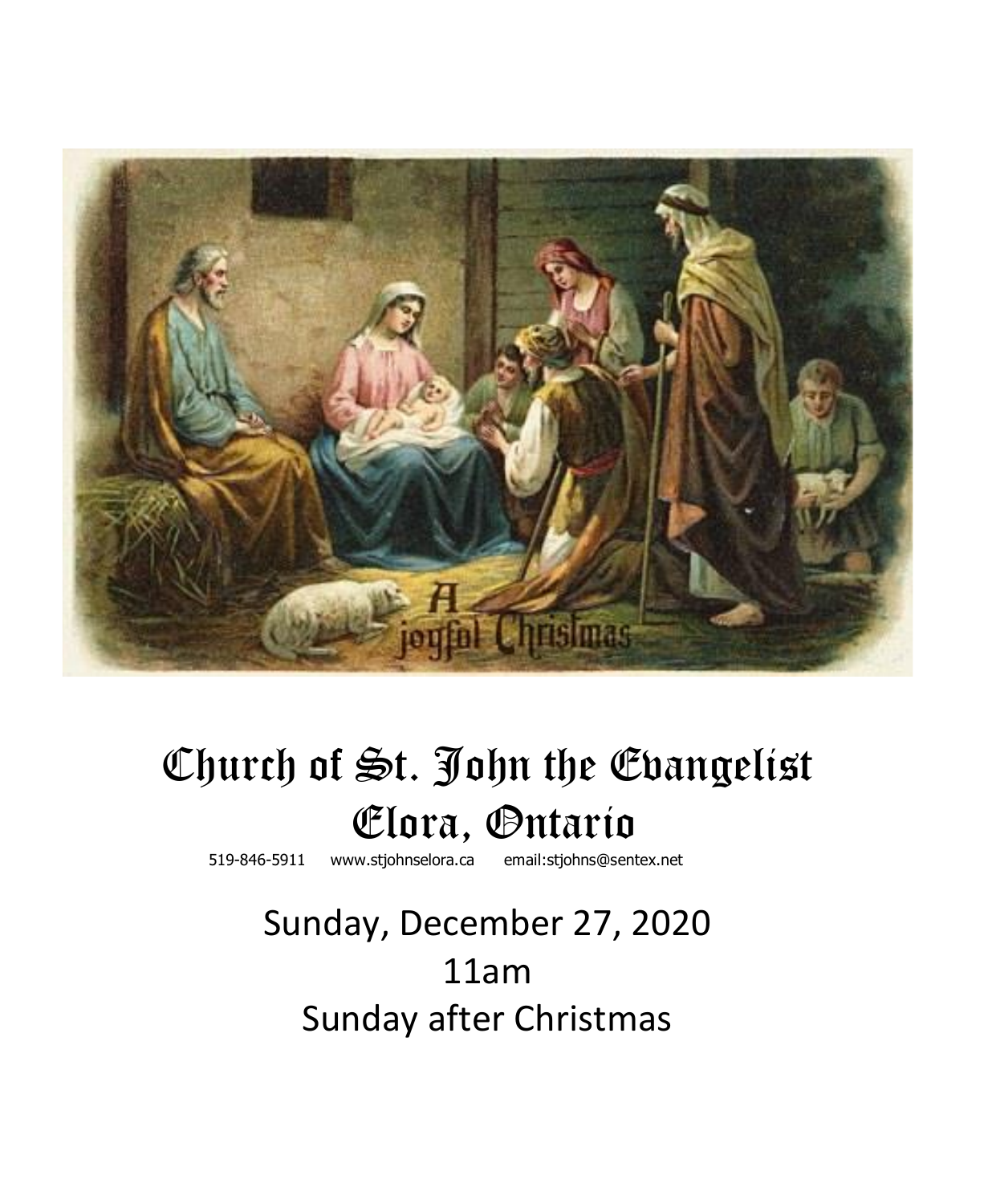# Church of St. John the Evangelist
# Elora, Ontario

519-846-5911 www.stjohnselora.ca email:stjohns@sentex.net

## Sunday, December 27, 2020
## 11am
## Sunday after Christmas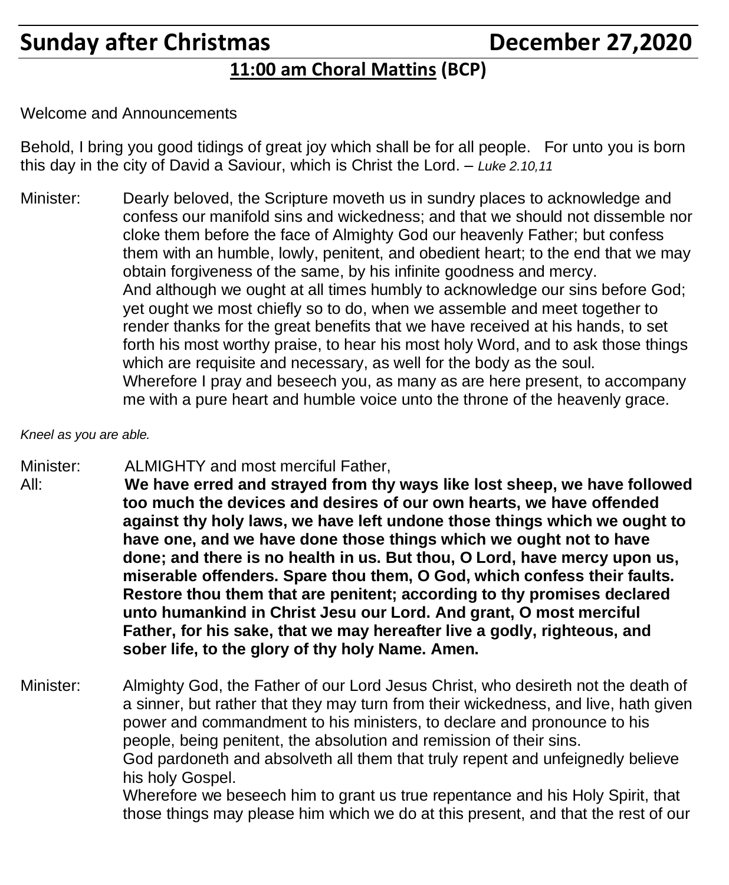# Sunday after Christmas December 27,2020

## 11:00 am Choral Mattins (BCP)

Welcome and Announcements

Behold, I bring you good tidings of great joy which shall be for all people. For unto you is born this day in the city of David a Saviour, which is Christ the Lord. – *Luke 2.10,11*

Minister: Dearly beloved, the Scripture moveth us in sundry places to acknowledge and confess our manifold sins and wickedness; and that we should not dissemble nor cloke them before the face of Almighty God our heavenly Father; but confess them with an humble, lowly, penitent, and obedient heart; to the end that we may obtain forgiveness of the same, by his infinite goodness and mercy.
And although we ought at all times humbly to acknowledge our sins before God; yet ought we most chiefly so to do, when we assemble and meet together to render thanks for the great benefits that we have received at his hands, to set forth his most worthy praise, to hear his most holy Word, and to ask those things which are requisite and necessary, as well for the body as the soul.
Wherefore I pray and beseech you, as many as are here present, to accompany me with a pure heart and humble voice unto the throne of the heavenly grace.

*Kneel as you are able.*

Minister: ALMIGHTY and most merciful Father,

All: **We have erred and strayed from thy ways like lost sheep, we have followed too much the devices and desires of our own hearts, we have offended against thy holy laws, we have left undone those things which we ought to have one, and we have done those things which we ought not to have done; and there is no health in us. But thou, O Lord, have mercy upon us, miserable offenders. Spare thou them, O God, which confess their faults. Restore thou them that are penitent; according to thy promises declared unto humankind in Christ Jesu our Lord. And grant, O most merciful Father, for his sake, that we may hereafter live a godly, righteous, and sober life, to the glory of thy holy Name. Amen.**

Minister: Almighty God, the Father of our Lord Jesus Christ, who desireth not the death of a sinner, but rather that they may turn from their wickedness, and live, hath given power and commandment to his ministers, to declare and pronounce to his people, being penitent, the absolution and remission of their sins.
God pardoneth and absolveth all them that truly repent and unfeignedly believe his holy Gospel.
Wherefore we beseech him to grant us true repentance and his Holy Spirit, that those things may please him which we do at this present, and that the rest of our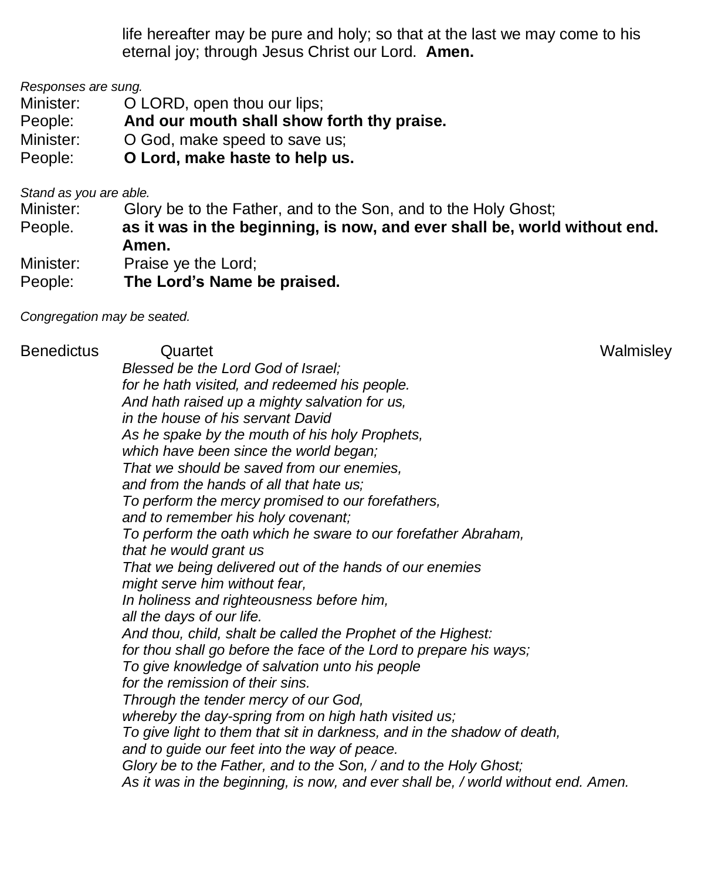life hereafter may be pure and holy; so that at the last we may come to his eternal joy; through Jesus Christ our Lord. **Amen.**

*Responses are sung.*

Minister: O LORD, open thou our lips;
People: **And our mouth shall show forth thy praise.**
Minister: O God, make speed to save us;
People: **O Lord, make haste to help us.**

*Stand as you are able.*

Minister: Glory be to the Father, and to the Son, and to the Holy Ghost;
People. **as it was in the beginning, is now, and ever shall be, world without end. Amen.**
Minister: Praise ye the Lord;
People: **The Lord's Name be praised.**

*Congregation may be seated.*

Benedictus Quartet Walmisley

*Blessed be the Lord God of Israel;*
*for he hath visited, and redeemed his people.*
*And hath raised up a mighty salvation for us,*
*in the house of his servant David*
*As he spake by the mouth of his holy Prophets,*
*which have been since the world began;*
*That we should be saved from our enemies,*
*and from the hands of all that hate us;*
*To perform the mercy promised to our forefathers,*
*and to remember his holy covenant;*
*To perform the oath which he sware to our forefather Abraham,*
*that he would grant us*
*That we being delivered out of the hands of our enemies*
*might serve him without fear,*
*In holiness and righteousness before him,*
*all the days of our life.*
*And thou, child, shalt be called the Prophet of the Highest:*
*for thou shall go before the face of the Lord to prepare his ways;*
*To give knowledge of salvation unto his people*
*for the remission of their sins.*
*Through the tender mercy of our God,*
*whereby the day-spring from on high hath visited us;*
*To give light to them that sit in darkness, and in the shadow of death,*
*and to guide our feet into the way of peace.*
*Glory be to the Father, and to the Son, / and to the Holy Ghost;*
*As it was in the beginning, is now, and ever shall be, / world without end. Amen.*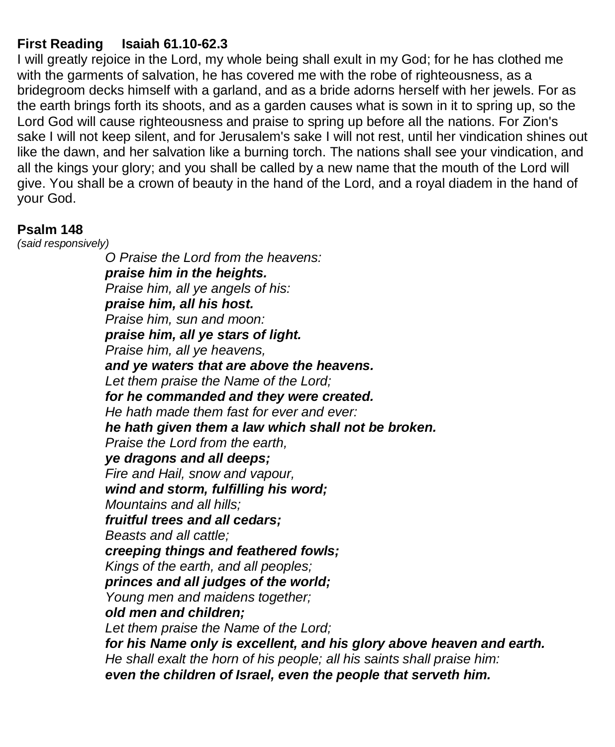**First Reading     Isaiah 61.10-62.3**

I will greatly rejoice in the Lord, my whole being shall exult in my God; for he has clothed me with the garments of salvation, he has covered me with the robe of righteousness, as a bridegroom decks himself with a garland, and as a bride adorns herself with her jewels. For as the earth brings forth its shoots, and as a garden causes what is sown in it to spring up, so the Lord God will cause righteousness and praise to spring up before all the nations. For Zion's sake I will not keep silent, and for Jerusalem's sake I will not rest, until her vindication shines out like the dawn, and her salvation like a burning torch. The nations shall see your vindication, and all the kings your glory; and you shall be called by a new name that the mouth of the Lord will give. You shall be a crown of beauty in the hand of the Lord, and a royal diadem in the hand of your God.

**Psalm 148**

*(said responsively)*

*O Praise the Lord from the heavens:*
***praise him in the heights.***
*Praise him, all ye angels of his:*
***praise him, all his host.***
*Praise him, sun and moon:*
***praise him, all ye stars of light.***
*Praise him, all ye heavens,*
***and ye waters that are above the heavens.***
*Let them praise the Name of the Lord;*
***for he commanded and they were created.***
*He hath made them fast for ever and ever:*
***he hath given them a law which shall not be broken.***
*Praise the Lord from the earth,*
***ye dragons and all deeps;***
*Fire and Hail, snow and vapour,*
***wind and storm, fulfilling his word;***
*Mountains and all hills;*
***fruitful trees and all cedars;***
*Beasts and all cattle;*
***creeping things and feathered fowls;***
*Kings of the earth, and all peoples;*
***princes and all judges of the world;***
*Young men and maidens together;*
***old men and children;***
*Let them praise the Name of the Lord;*
***for his Name only is excellent, and his glory above heaven and earth.***
*He shall exalt the horn of his people; all his saints shall praise him:*
***even the children of Israel, even the people that serveth him.***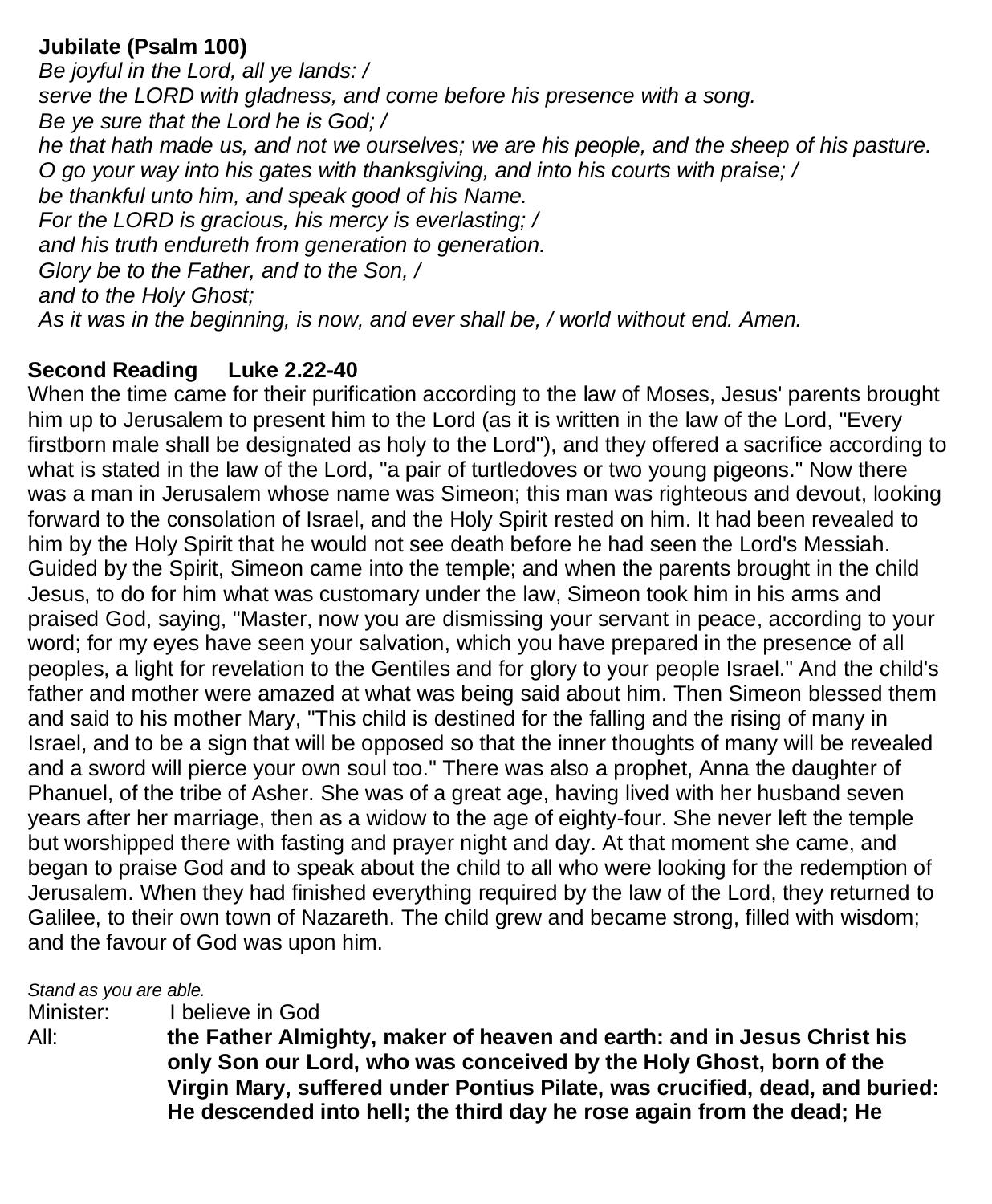**Jubilate (Psalm 100)**

*Be joyful in the Lord, all ye lands: /*
*serve the LORD with gladness, and come before his presence with a song.*
*Be ye sure that the Lord he is God; /*
*he that hath made us, and not we ourselves; we are his people, and the sheep of his pasture.*
*O go your way into his gates with thanksgiving, and into his courts with praise; /*
*be thankful unto him, and speak good of his Name.*
*For the LORD is gracious, his mercy is everlasting; /*
*and his truth endureth from generation to generation.*
*Glory be to the Father, and to the Son, /*
*and to the Holy Ghost;*
*As it was in the beginning, is now, and ever shall be, / world without end. Amen.*

**Second Reading Luke 2.22-40**

When the time came for their purification according to the law of Moses, Jesus' parents brought him up to Jerusalem to present him to the Lord (as it is written in the law of the Lord, "Every firstborn male shall be designated as holy to the Lord"), and they offered a sacrifice according to what is stated in the law of the Lord, "a pair of turtledoves or two young pigeons." Now there was a man in Jerusalem whose name was Simeon; this man was righteous and devout, looking forward to the consolation of Israel, and the Holy Spirit rested on him. It had been revealed to him by the Holy Spirit that he would not see death before he had seen the Lord's Messiah. Guided by the Spirit, Simeon came into the temple; and when the parents brought in the child Jesus, to do for him what was customary under the law, Simeon took him in his arms and praised God, saying, "Master, now you are dismissing your servant in peace, according to your word; for my eyes have seen your salvation, which you have prepared in the presence of all peoples, a light for revelation to the Gentiles and for glory to your people Israel." And the child's father and mother were amazed at what was being said about him. Then Simeon blessed them and said to his mother Mary, "This child is destined for the falling and the rising of many in Israel, and to be a sign that will be opposed so that the inner thoughts of many will be revealed and a sword will pierce your own soul too." There was also a prophet, Anna the daughter of Phanuel, of the tribe of Asher. She was of a great age, having lived with her husband seven years after her marriage, then as a widow to the age of eighty-four. She never left the temple but worshipped there with fasting and prayer night and day. At that moment she came, and began to praise God and to speak about the child to all who were looking for the redemption of Jerusalem. When they had finished everything required by the law of the Lord, they returned to Galilee, to their own town of Nazareth. The child grew and became strong, filled with wisdom; and the favour of God was upon him.

*Stand as you are able.*

Minister: I believe in God

All: **the Father Almighty, maker of heaven and earth: and in Jesus Christ his only Son our Lord, who was conceived by the Holy Ghost, born of the Virgin Mary, suffered under Pontius Pilate, was crucified, dead, and buried: He descended into hell; the third day he rose again from the dead; He**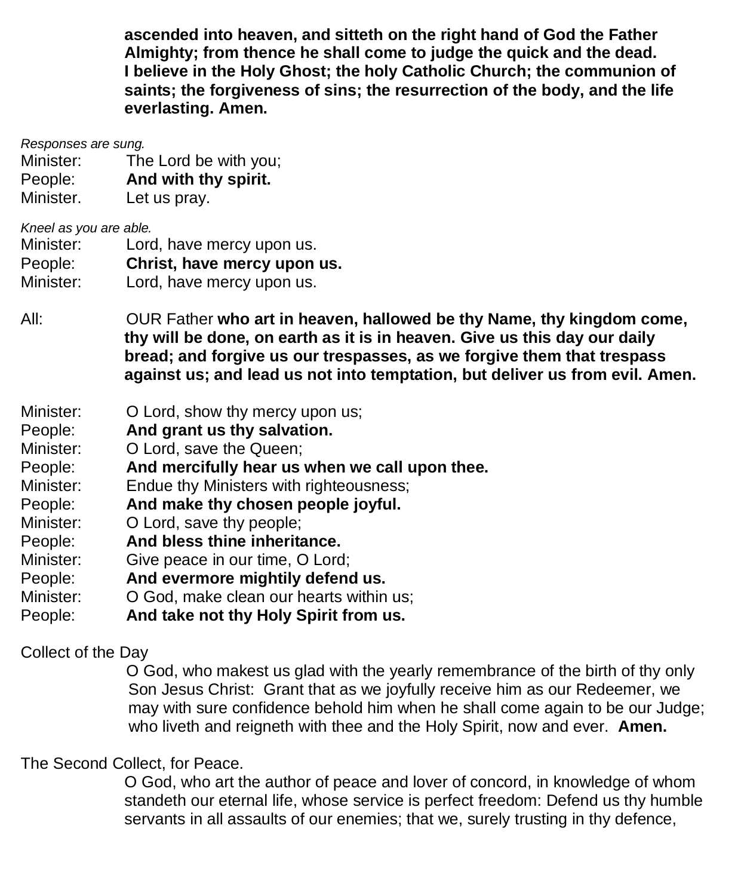**ascended into heaven, and sitteth on the right hand of God the Father Almighty; from thence he shall come to judge the quick and the dead. I believe in the Holy Ghost; the holy Catholic Church; the communion of saints; the forgiveness of sins; the resurrection of the body, and the life everlasting. Amen.**

*Responses are sung.*

Minister: The Lord be with you;
People: **And with thy spirit.**
Minister. Let us pray.

*Kneel as you are able.*

Minister: Lord, have mercy upon us.
People: **Christ, have mercy upon us.**
Minister: Lord, have mercy upon us.

All: OUR Father **who art in heaven, hallowed be thy Name, thy kingdom come, thy will be done, on earth as it is in heaven. Give us this day our daily bread; and forgive us our trespasses, as we forgive them that trespass against us; and lead us not into temptation, but deliver us from evil. Amen.**

Minister: O Lord, show thy mercy upon us;
People: **And grant us thy salvation.**
Minister: O Lord, save the Queen;
People: **And mercifully hear us when we call upon thee.**
Minister: Endue thy Ministers with righteousness;
People: **And make thy chosen people joyful.**
Minister: O Lord, save thy people;
People: **And bless thine inheritance.**
Minister: Give peace in our time, O Lord;
People: **And evermore mightily defend us.**
Minister: O God, make clean our hearts within us;
People: **And take not thy Holy Spirit from us.**

Collect of the Day

O God, who makest us glad with the yearly remembrance of the birth of thy only Son Jesus Christ: Grant that as we joyfully receive him as our Redeemer, we may with sure confidence behold him when he shall come again to be our Judge; who liveth and reigneth with thee and the Holy Spirit, now and ever. **Amen.**

The Second Collect, for Peace.

O God, who art the author of peace and lover of concord, in knowledge of whom standeth our eternal life, whose service is perfect freedom: Defend us thy humble servants in all assaults of our enemies; that we, surely trusting in thy defence,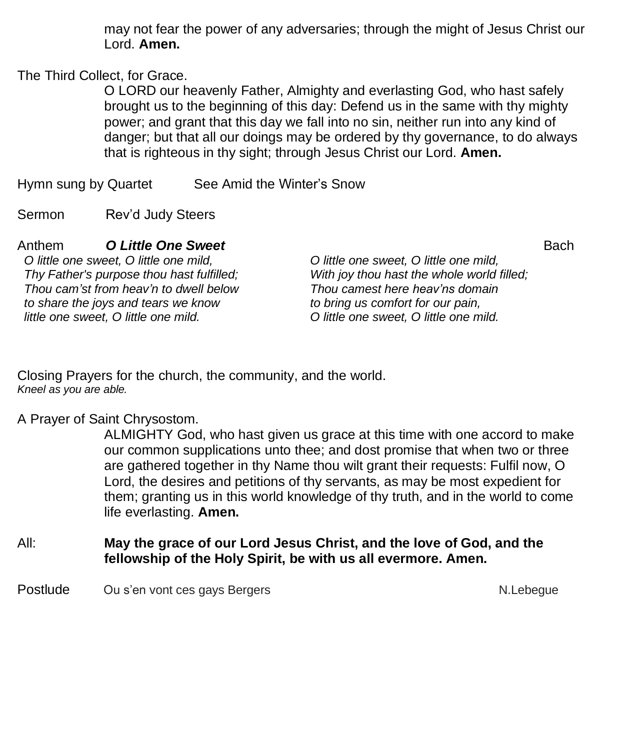may not fear the power of any adversaries; through the might of Jesus Christ our Lord. **Amen.**

The Third Collect, for Grace.

O LORD our heavenly Father, Almighty and everlasting God, who hast safely brought us to the beginning of this day: Defend us in the same with thy mighty power; and grant that this day we fall into no sin, neither run into any kind of danger; but that all our doings may be ordered by thy governance, to do always that is righteous in thy sight; through Jesus Christ our Lord. **Amen.**

Hymn sung by Quartet See Amid the Winter's Snow

Sermon Rev'd Judy Steers

Anthem ***O Little One Sweet*** Bach

*O little one sweet, O little one mild,*
*Thy Father's purpose thou hast fulfilled;*
*Thou cam'st from heav'n to dwell below*
*to share the joys and tears we know*
*little one sweet, O little one mild.*

*O little one sweet, O little one mild,*
*With joy thou hast the whole world filled;*
*Thou camest here heav'ns domain*
*to bring us comfort for our pain,*
*O little one sweet, O little one mild.*

Closing Prayers for the church, the community, and the world.
*Kneel as you are able.*

A Prayer of Saint Chrysostom.

ALMIGHTY God, who hast given us grace at this time with one accord to make our common supplications unto thee; and dost promise that when two or three are gathered together in thy Name thou wilt grant their requests: Fulfil now, O Lord, the desires and petitions of thy servants, as may be most expedient for them; granting us in this world knowledge of thy truth, and in the world to come life everlasting. **Amen.**

All: **May the grace of our Lord Jesus Christ, and the love of God, and the fellowship of the Holy Spirit, be with us all evermore. Amen.**

Postlude Ou s'en vont ces gays Bergers N.Lebegue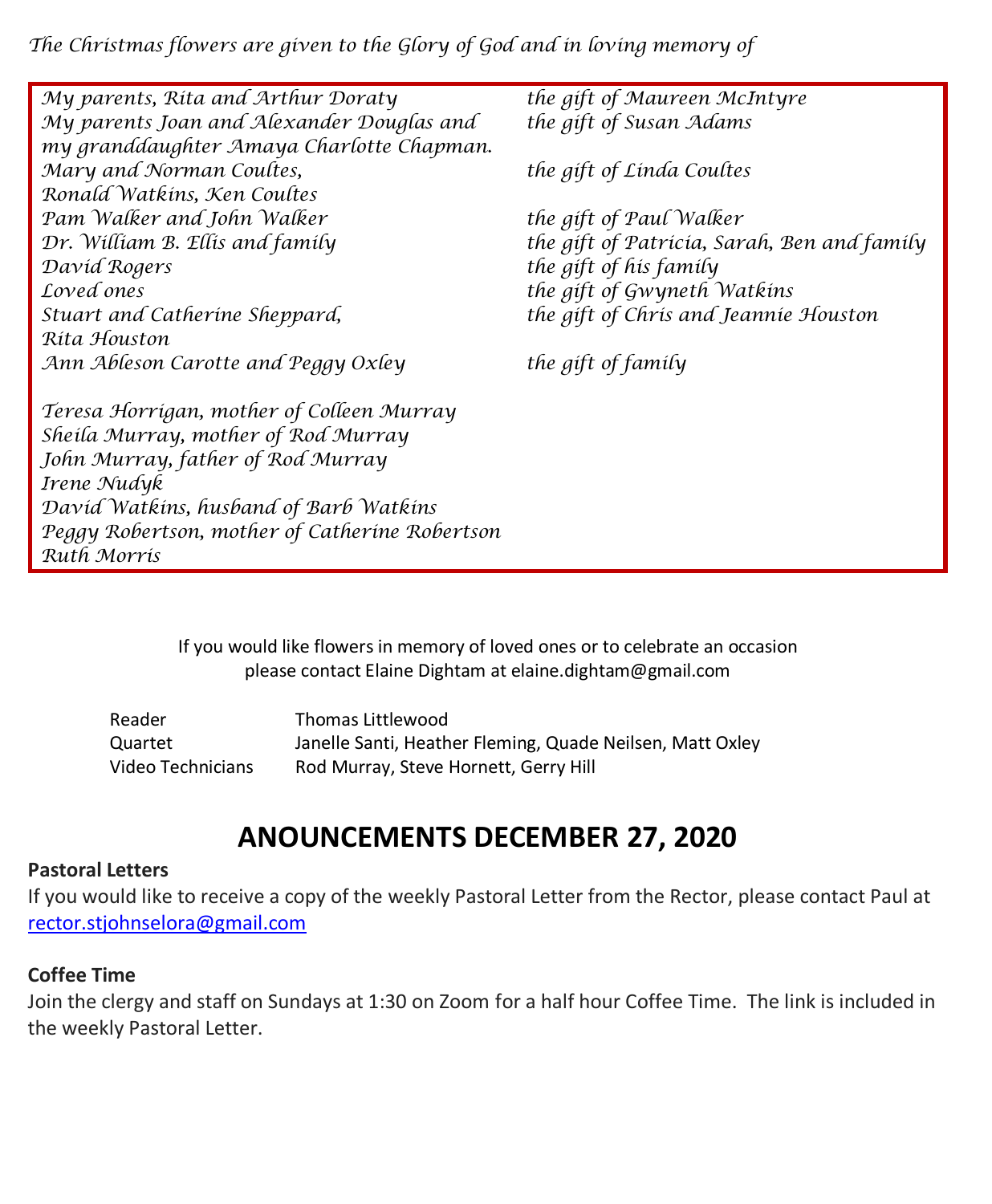*The Christmas flowers are given to the Glory of God and in loving memory of*

| | |
|---|---|
| *My parents, Rita and Arthur Doraty* | *the gift of Maureen McIntyre* |
| *My parents Joan and Alexander Douglas and my granddaughter Amaya Charlotte Chapman.* | *the gift of Susan Adams* |
| *Mary and Norman Coultes, Ronald Watkins, Ken Coultes* | *the gift of Linda Coultes* |
| *Pam Walker and John Walker* | *the gift of Paul Walker* |
| *Dr. William B. Ellis and family* | *the gift of Patricia, Sarah, Ben and family* |
| *David Rogers* | *the gift of his family* |
| *Loved ones* | *the gift of Gwyneth Watkins* |
| *Stuart and Catherine Sheppard, Rita Houston* | *the gift of Chris and Jeannie Houston* |
| *Ann Ableson Carotte and Peggy Oxley* | *the gift of family* |

*Teresa Horrigan, mother of Colleen Murray*
*Sheila Murray, mother of Rod Murray*
*John Murray, father of Rod Murray*
*Irene Nudyk*
*David Watkins, husband of Barb Watkins*
*Peggy Robertson, mother of Catherine Robertson*
*Ruth Morris*

If you would like flowers in memory of loved ones or to celebrate an occasion please contact Elaine Dightam at elaine.dightam@gmail.com

| | |
|---|---|
| Reader | Thomas Littlewood |
| Quartet | Janelle Santi, Heather Fleming, Quade Neilsen, Matt Oxley |
| Video Technicians | Rod Murray, Steve Hornett, Gerry Hill |

# ANOUNCEMENTS DECEMBER 27, 2020

**Pastoral Letters**

If you would like to receive a copy of the weekly Pastoral Letter from the Rector, please contact Paul at rector.stjohnselora@gmail.com

**Coffee Time**

Join the clergy and staff on Sundays at 1:30 on Zoom for a half hour Coffee Time. The link is included in the weekly Pastoral Letter.